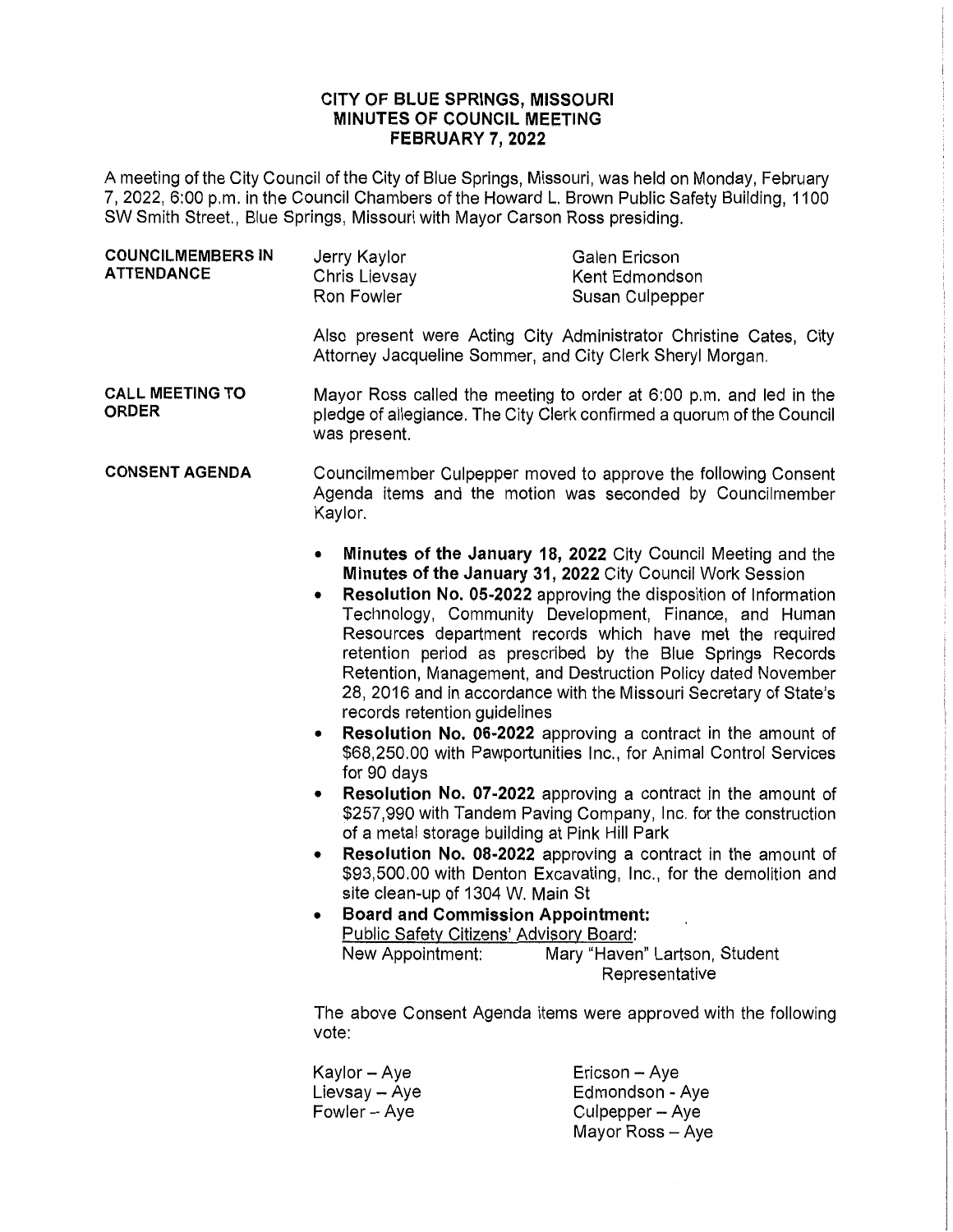# CITY OF BLUE SPRINGS, MISSOURI
## MINUTES OF COUNCIL MEETING
## FEBRUARY 7, 2022

A meeting of the City Council of the City of Blue Springs, Missouri, was held on Monday, February 7, 2022, 6:00 p.m. in the Council Chambers of the Howard L. Brown Public Safety Building, 1100 SW Smith Street., Blue Springs, Missouri with Mayor Carson Ross presiding.

**COUNCILMEMBERS IN ATTENDANCE**

Jerry Kaylor
Chris Lievsay
Ron Fowler
Galen Ericson
Kent Edmondson
Susan Culpepper

Also present were Acting City Administrator Christine Cates, City Attorney Jacqueline Sommer, and City Clerk Sheryl Morgan.

**CALL MEETING TO ORDER**

Mayor Ross called the meeting to order at 6:00 p.m. and led in the pledge of allegiance. The City Clerk confirmed a quorum of the Council was present.

**CONSENT AGENDA**

Councilmember Culpepper moved to approve the following Consent Agenda items and the motion was seconded by Councilmember Kaylor.

- **Minutes of the January 18, 2022** City Council Meeting and the **Minutes of the January 31, 2022** City Council Work Session
- **Resolution No. 05-2022** approving the disposition of Information Technology, Community Development, Finance, and Human Resources department records which have met the required retention period as prescribed by the Blue Springs Records Retention, Management, and Destruction Policy dated November 28, 2016 and in accordance with the Missouri Secretary of State's records retention guidelines
- **Resolution No. 06-2022** approving a contract in the amount of $68,250.00 with Pawportunities Inc., for Animal Control Services for 90 days
- **Resolution No. 07-2022** approving a contract in the amount of $257,990 with Tandem Paving Company, Inc. for the construction of a metal storage building at Pink Hill Park
- **Resolution No. 08-2022** approving a contract in the amount of $93,500.00 with Denton Excavating, Inc., for the demolition and site clean-up of 1304 W. Main St
- **Board and Commission Appointment:**
  Public Safety Citizens' Advisory Board:
  New Appointment: Mary "Haven" Lartson, Student Representative

The above Consent Agenda items were approved with the following vote:

Kaylor – Aye
Lievsay – Aye
Fowler – Aye
Ericson – Aye
Edmondson - Aye
Culpepper – Aye
Mayor Ross – Aye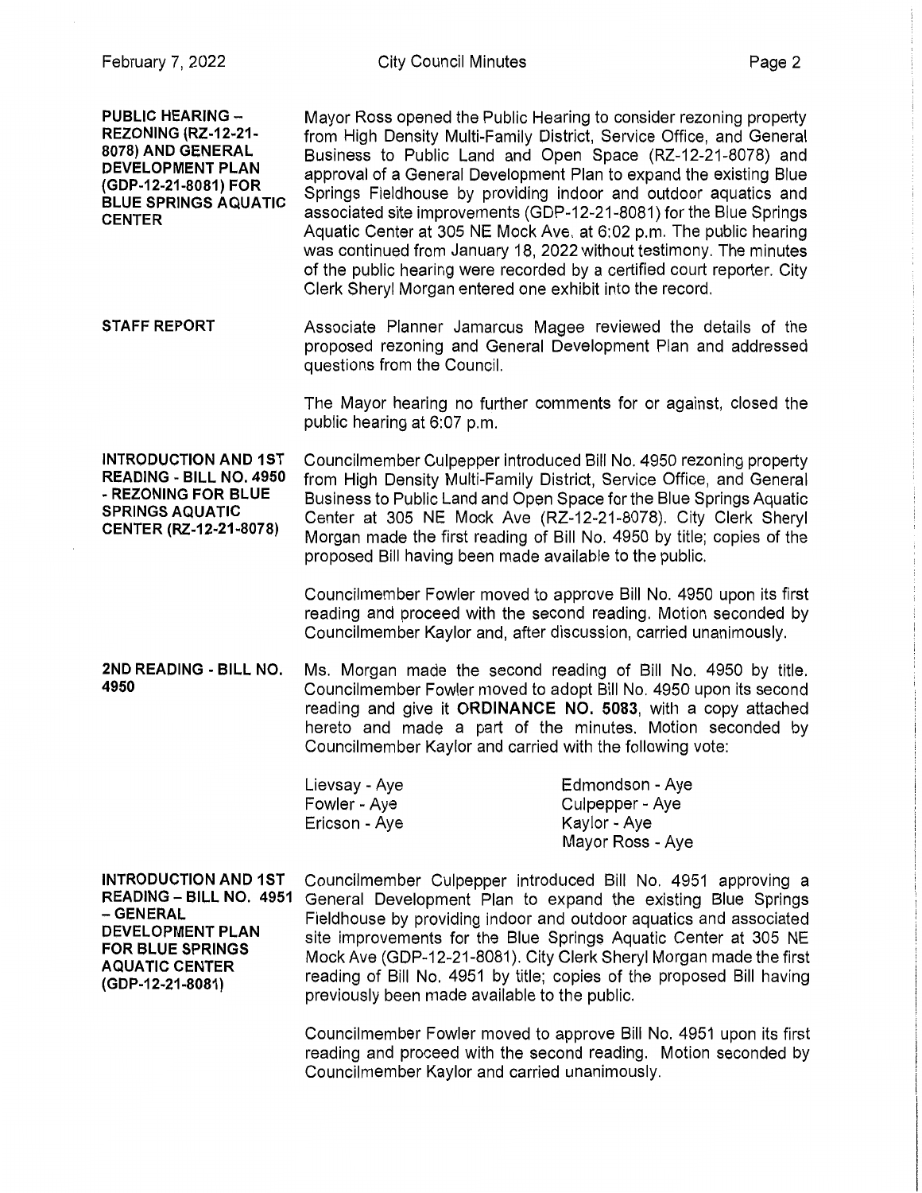**PUBLIC HEARING – REZONING (RZ-12-21-8078) AND GENERAL DEVELOPMENT PLAN (GDP-12-21-8081) FOR BLUE SPRINGS AQUATIC CENTER**

Mayor Ross opened the Public Hearing to consider rezoning property from High Density Multi-Family District, Service Office, and General Business to Public Land and Open Space (RZ-12-21-8078) and approval of a General Development Plan to expand the existing Blue Springs Fieldhouse by providing indoor and outdoor aquatics and associated site improvements (GDP-12-21-8081) for the Blue Springs Aquatic Center at 305 NE Mock Ave. at 6:02 p.m. The public hearing was continued from January 18, 2022 without testimony. The minutes of the public hearing were recorded by a certified court reporter. City Clerk Sheryl Morgan entered one exhibit into the record.

**STAFF REPORT**

Associate Planner Jamarcus Magee reviewed the details of the proposed rezoning and General Development Plan and addressed questions from the Council.

The Mayor hearing no further comments for or against, closed the public hearing at 6:07 p.m.

**INTRODUCTION AND 1ST READING - BILL NO. 4950 - REZONING FOR BLUE SPRINGS AQUATIC CENTER (RZ-12-21-8078)**

Councilmember Culpepper introduced Bill No. 4950 rezoning property from High Density Multi-Family District, Service Office, and General Business to Public Land and Open Space for the Blue Springs Aquatic Center at 305 NE Mock Ave (RZ-12-21-8078). City Clerk Sheryl Morgan made the first reading of Bill No. 4950 by title; copies of the proposed Bill having been made available to the public.

Councilmember Fowler moved to approve Bill No. 4950 upon its first reading and proceed with the second reading. Motion seconded by Councilmember Kaylor and, after discussion, carried unanimously.

**2ND READING - BILL NO. 4950**

Ms. Morgan made the second reading of Bill No. 4950 by title. Councilmember Fowler moved to adopt Bill No. 4950 upon its second reading and give it **ORDINANCE NO. 5083**, with a copy attached hereto and made a part of the minutes. Motion seconded by Councilmember Kaylor and carried with the following vote:

| | |
|---|---|
| Lievsay - Aye | Edmondson - Aye |
| Fowler - Aye | Culpepper - Aye |
| Ericson - Aye | Kaylor - Aye |
| | Mayor Ross - Aye |

**INTRODUCTION AND 1ST READING – BILL NO. 4951 – GENERAL DEVELOPMENT PLAN FOR BLUE SPRINGS AQUATIC CENTER (GDP-12-21-8081)**

Councilmember Culpepper introduced Bill No. 4951 approving a General Development Plan to expand the existing Blue Springs Fieldhouse by providing indoor and outdoor aquatics and associated site improvements for the Blue Springs Aquatic Center at 305 NE Mock Ave (GDP-12-21-8081). City Clerk Sheryl Morgan made the first reading of Bill No. 4951 by title; copies of the proposed Bill having previously been made available to the public.

Councilmember Fowler moved to approve Bill No. 4951 upon its first reading and proceed with the second reading. Motion seconded by Councilmember Kaylor and carried unanimously.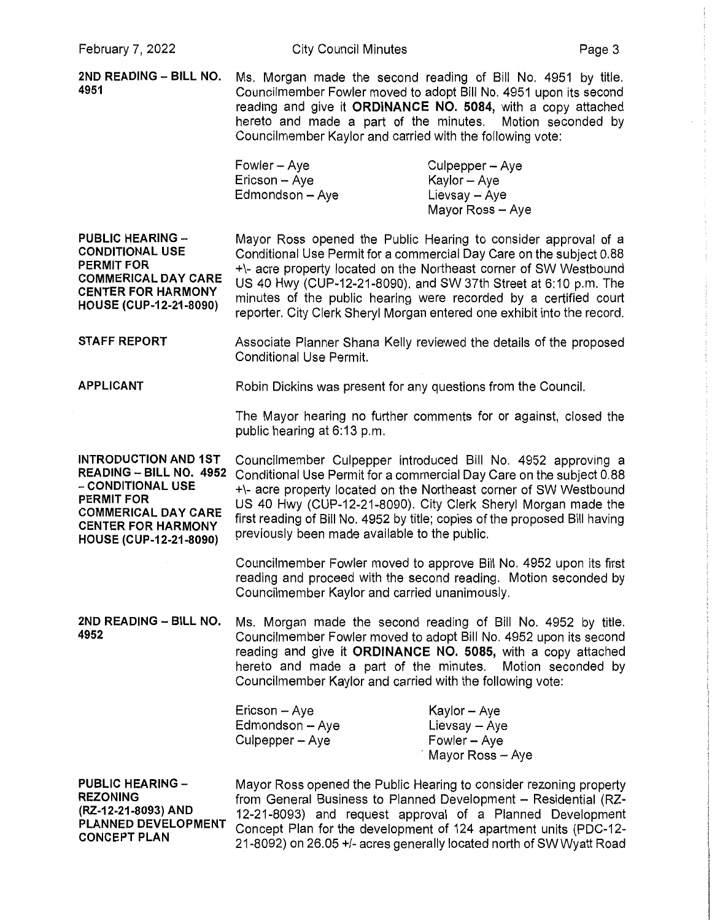**2ND READING – BILL NO. 4951**

Ms. Morgan made the second reading of Bill No. 4951 by title. Councilmember Fowler moved to adopt Bill No. 4951 upon its second reading and give it **ORDINANCE NO. 5084,** with a copy attached hereto and made a part of the minutes. Motion seconded by Councilmember Kaylor and carried with the following vote:

| | |
|---|---|
| Fowler – Aye | Culpepper – Aye |
| Ericson – Aye | Kaylor – Aye |
| Edmondson – Aye | Lievsay – Aye |
| | Mayor Ross – Aye |

**PUBLIC HEARING – CONDITIONAL USE PERMIT FOR COMMERICAL DAY CARE CENTER FOR HARMONY HOUSE (CUP-12-21-8090)**

Mayor Ross opened the Public Hearing to consider approval of a Conditional Use Permit for a commercial Day Care on the subject 0.88 +\- acre property located on the Northeast corner of SW Westbound US 40 Hwy (CUP-12-21-8090). and SW 37th Street at 6:10 p.m. The minutes of the public hearing were recorded by a certified court reporter. City Clerk Sheryl Morgan entered one exhibit into the record.

**STAFF REPORT**

Associate Planner Shana Kelly reviewed the details of the proposed Conditional Use Permit.

**APPLICANT**

Robin Dickins was present for any questions from the Council.

The Mayor hearing no further comments for or against, closed the public hearing at 6:13 p.m.

**INTRODUCTION AND 1ST READING – BILL NO. 4952 – CONDITIONAL USE PERMIT FOR COMMERICAL DAY CARE CENTER FOR HARMONY HOUSE (CUP-12-21-8090)**

Councilmember Culpepper introduced Bill No. 4952 approving a Conditional Use Permit for a commercial Day Care on the subject 0.88 +\- acre property located on the Northeast corner of SW Westbound US 40 Hwy (CUP-12-21-8090). City Clerk Sheryl Morgan made the first reading of Bill No. 4952 by title; copies of the proposed Bill having previously been made available to the public.

Councilmember Fowler moved to approve Bill No. 4952 upon its first reading and proceed with the second reading. Motion seconded by Councilmember Kaylor and carried unanimously.

**2ND READING – BILL NO. 4952**

Ms. Morgan made the second reading of Bill No. 4952 by title. Councilmember Fowler moved to adopt Bill No. 4952 upon its second reading and give it **ORDINANCE NO. 5085,** with a copy attached hereto and made a part of the minutes. Motion seconded by Councilmember Kaylor and carried with the following vote:

| | |
|---|---|
| Ericson – Aye | Kaylor – Aye |
| Edmondson – Aye | Lievsay – Aye |
| Culpepper – Aye | Fowler – Aye |
| | Mayor Ross – Aye |

**PUBLIC HEARING – REZONING (RZ-12-21-8093) AND PLANNED DEVELOPMENT CONCEPT PLAN**

Mayor Ross opened the Public Hearing to consider rezoning property from General Business to Planned Development – Residential (RZ-12-21-8093) and request approval of a Planned Development Concept Plan for the development of 124 apartment units (PDC-12-21-8092) on 26.05 +/- acres generally located north of SW Wyatt Road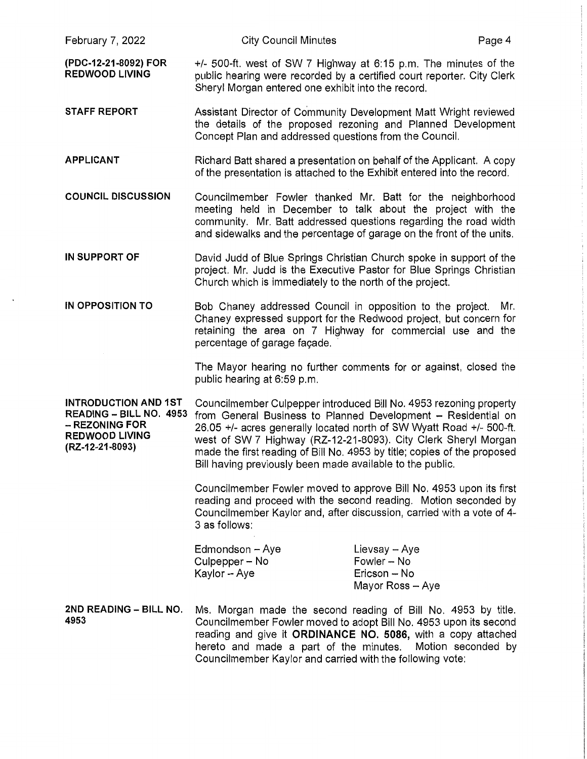**(PDC-12-21-8092) FOR REDWOOD LIVING**

+/- 500-ft. west of SW 7 Highway at 6:15 p.m. The minutes of the public hearing were recorded by a certified court reporter. City Clerk Sheryl Morgan entered one exhibit into the record.

**STAFF REPORT**

Assistant Director of Community Development Matt Wright reviewed the details of the proposed rezoning and Planned Development Concept Plan and addressed questions from the Council.

**APPLICANT**

Richard Batt shared a presentation on behalf of the Applicant. A copy of the presentation is attached to the Exhibit entered into the record.

**COUNCIL DISCUSSION**

Councilmember Fowler thanked Mr. Batt for the neighborhood meeting held in December to talk about the project with the community. Mr. Batt addressed questions regarding the road width and sidewalks and the percentage of garage on the front of the units.

**IN SUPPORT OF**

David Judd of Blue Springs Christian Church spoke in support of the project. Mr. Judd is the Executive Pastor for Blue Springs Christian Church which is immediately to the north of the project.

**IN OPPOSITION TO**

Bob Chaney addressed Council in opposition to the project. Mr. Chaney expressed support for the Redwood project, but concern for retaining the area on 7 Highway for commercial use and the percentage of garage façade.

The Mayor hearing no further comments for or against, closed the public hearing at 6:59 p.m.

**INTRODUCTION AND 1ST READING – BILL NO. 4953 – REZONING FOR REDWOOD LIVING (RZ-12-21-8093)**

Councilmember Culpepper introduced Bill No. 4953 rezoning property from General Business to Planned Development – Residential on 26.05 +/- acres generally located north of SW Wyatt Road +/- 500-ft. west of SW 7 Highway (RZ-12-21-8093). City Clerk Sheryl Morgan made the first reading of Bill No. 4953 by title; copies of the proposed Bill having previously been made available to the public.

Councilmember Fowler moved to approve Bill No. 4953 upon its first reading and proceed with the second reading. Motion seconded by Councilmember Kaylor and, after discussion, carried with a vote of 4-3 as follows:

Edmondson – Aye
Culpepper – No
Kaylor – Aye
Lievsay – Aye
Fowler – No
Ericson – No
Mayor Ross – Aye

**2ND READING – BILL NO. 4953**

Ms. Morgan made the second reading of Bill No. 4953 by title. Councilmember Fowler moved to adopt Bill No. 4953 upon its second reading and give it **ORDINANCE NO. 5086,** with a copy attached hereto and made a part of the minutes. Motion seconded by Councilmember Kaylor and carried with the following vote: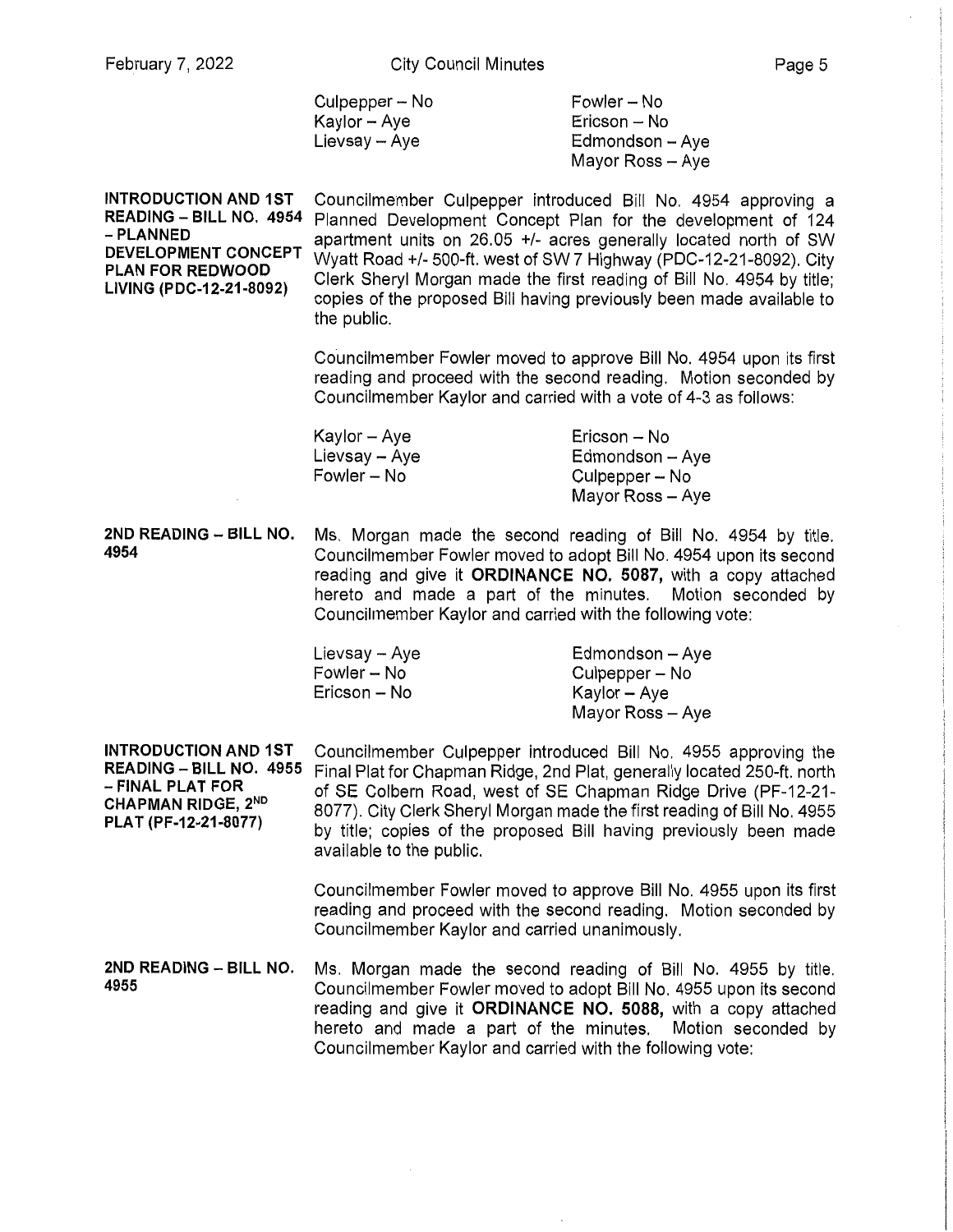| | |
|---|---|
| Culpepper – No | Fowler – No |
| Kaylor – Aye | Ericson – No |
| Lievsay – Aye | Edmondson – Aye |
| | Mayor Ross – Aye |

**INTRODUCTION AND 1ST READING – BILL NO. 4954 – PLANNED DEVELOPMENT CONCEPT PLAN FOR REDWOOD LIVING (PDC-12-21-8092)**

Councilmember Culpepper introduced Bill No. 4954 approving a Planned Development Concept Plan for the development of 124 apartment units on 26.05 +/- acres generally located north of SW Wyatt Road +/- 500-ft. west of SW 7 Highway (PDC-12-21-8092). City Clerk Sheryl Morgan made the first reading of Bill No. 4954 by title; copies of the proposed Bill having previously been made available to the public.

Councilmember Fowler moved to approve Bill No. 4954 upon its first reading and proceed with the second reading. Motion seconded by Councilmember Kaylor and carried with a vote of 4-3 as follows:

| | |
|---|---|
| Kaylor – Aye | Ericson – No |
| Lievsay – Aye | Edmondson – Aye |
| Fowler – No | Culpepper – No |
| | Mayor Ross – Aye |

**2ND READING – BILL NO. 4954**

Ms. Morgan made the second reading of Bill No. 4954 by title. Councilmember Fowler moved to adopt Bill No. 4954 upon its second reading and give it **ORDINANCE NO. 5087,** with a copy attached hereto and made a part of the minutes. Motion seconded by Councilmember Kaylor and carried with the following vote:

| | |
|---|---|
| Lievsay – Aye | Edmondson – Aye |
| Fowler – No | Culpepper – No |
| Ericson – No | Kaylor – Aye |
| | Mayor Ross – Aye |

**INTRODUCTION AND 1ST READING – BILL NO. 4955 – FINAL PLAT FOR CHAPMAN RIDGE, 2ND PLAT (PF-12-21-8077)**

Councilmember Culpepper introduced Bill No. 4955 approving the Final Plat for Chapman Ridge, 2nd Plat, generally located 250-ft. north of SE Colbern Road, west of SE Chapman Ridge Drive (PF-12-21-8077). City Clerk Sheryl Morgan made the first reading of Bill No. 4955 by title; copies of the proposed Bill having previously been made available to the public.

Councilmember Fowler moved to approve Bill No. 4955 upon its first reading and proceed with the second reading. Motion seconded by Councilmember Kaylor and carried unanimously.

**2ND READING – BILL NO. 4955**

Ms. Morgan made the second reading of Bill No. 4955 by title. Councilmember Fowler moved to adopt Bill No. 4955 upon its second reading and give it **ORDINANCE NO. 5088,** with a copy attached hereto and made a part of the minutes. Motion seconded by Councilmember Kaylor and carried with the following vote: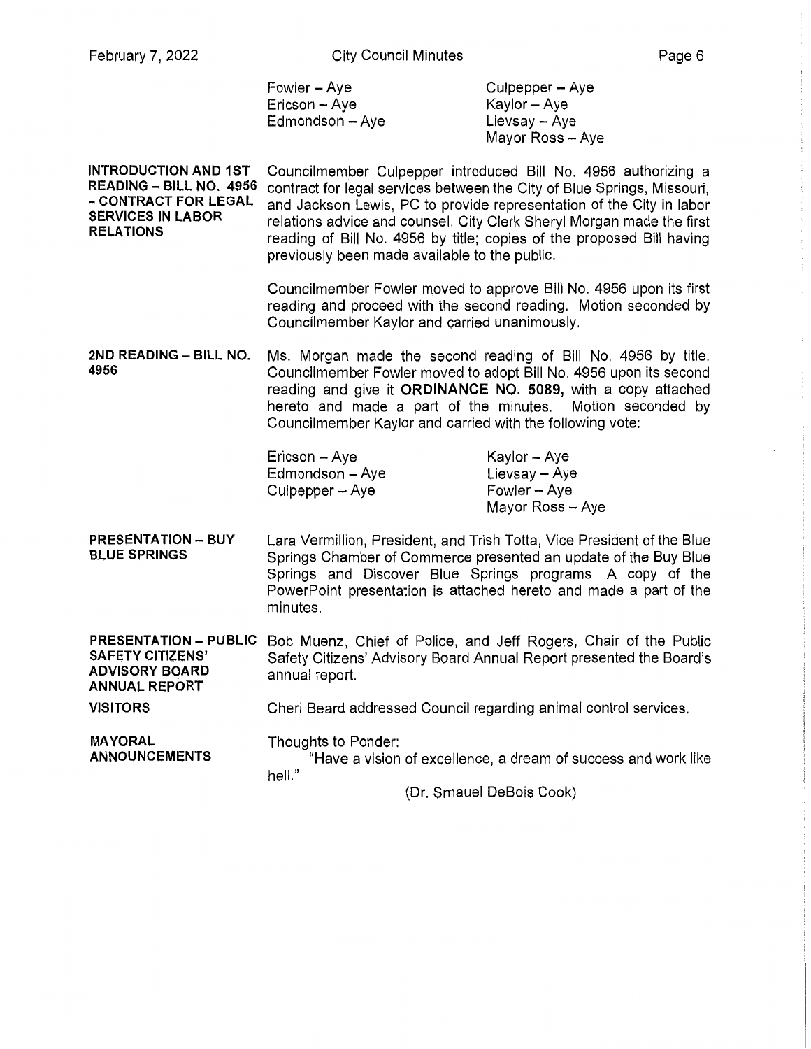| | |
|---|---|
| Fowler – Aye | Culpepper – Aye |
| Ericson – Aye | Kaylor – Aye |
| Edmondson – Aye | Lievsay – Aye |
| | Mayor Ross – Aye |

**INTRODUCTION AND 1ST READING – BILL NO. 4956 – CONTRACT FOR LEGAL SERVICES IN LABOR RELATIONS**

Councilmember Culpepper introduced Bill No. 4956 authorizing a contract for legal services between the City of Blue Springs, Missouri, and Jackson Lewis, PC to provide representation of the City in labor relations advice and counsel. City Clerk Sheryl Morgan made the first reading of Bill No. 4956 by title; copies of the proposed Bill having previously been made available to the public.

Councilmember Fowler moved to approve Bill No. 4956 upon its first reading and proceed with the second reading. Motion seconded by Councilmember Kaylor and carried unanimously.

**2ND READING – BILL NO. 4956**

Ms. Morgan made the second reading of Bill No. 4956 by title. Councilmember Fowler moved to adopt Bill No. 4956 upon its second reading and give it **ORDINANCE NO. 5089,** with a copy attached hereto and made a part of the minutes. Motion seconded by Councilmember Kaylor and carried with the following vote:

| | |
|---|---|
| Ericson – Aye | Kaylor – Aye |
| Edmondson – Aye | Lievsay – Aye |
| Culpepper – Aye | Fowler – Aye |
| | Mayor Ross – Aye |

**PRESENTATION – BUY BLUE SPRINGS**

Lara Vermillion, President, and Trish Totta, Vice President of the Blue Springs Chamber of Commerce presented an update of the Buy Blue Springs and Discover Blue Springs programs. A copy of the PowerPoint presentation is attached hereto and made a part of the minutes.

**PRESENTATION – PUBLIC SAFETY CITIZENS' ADVISORY BOARD ANNUAL REPORT**

Bob Muenz, Chief of Police, and Jeff Rogers, Chair of the Public Safety Citizens' Advisory Board Annual Report presented the Board's annual report.

**VISITORS**

Cheri Beard addressed Council regarding animal control services.

**MAYORAL ANNOUNCEMENTS**

Thoughts to Ponder:

"Have a vision of excellence, a dream of success and work like hell."

(Dr. Smauel DeBois Cook)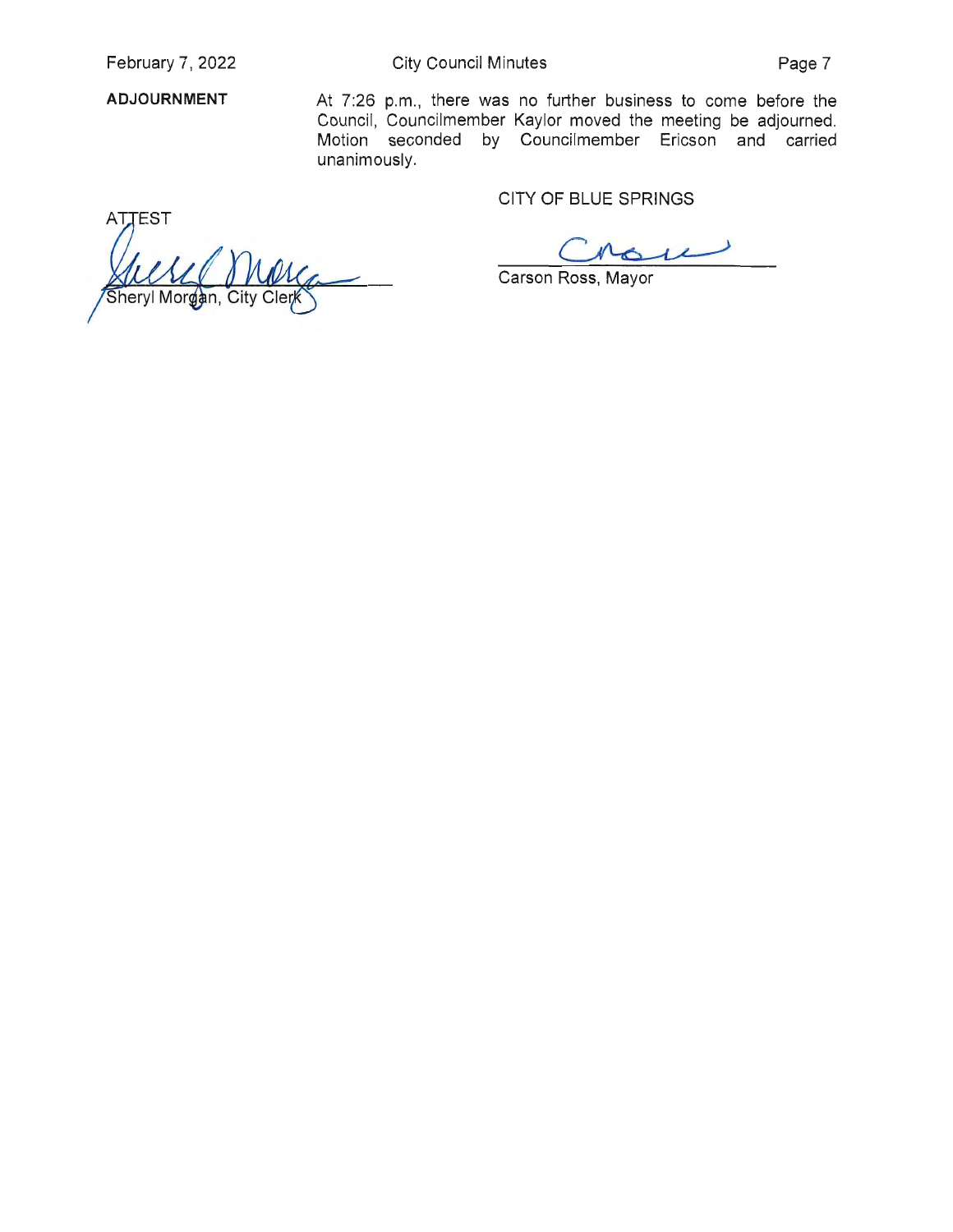**ADJOURNMENT**

At 7:26 p.m., there was no further business to come before the Council, Councilmember Kaylor moved the meeting be adjourned. Motion seconded by Councilmember Ericson and carried unanimously.

ATTEST

Sheryl Morgan, City Clerk

CITY OF BLUE SPRINGS

Carson Ross, Mayor